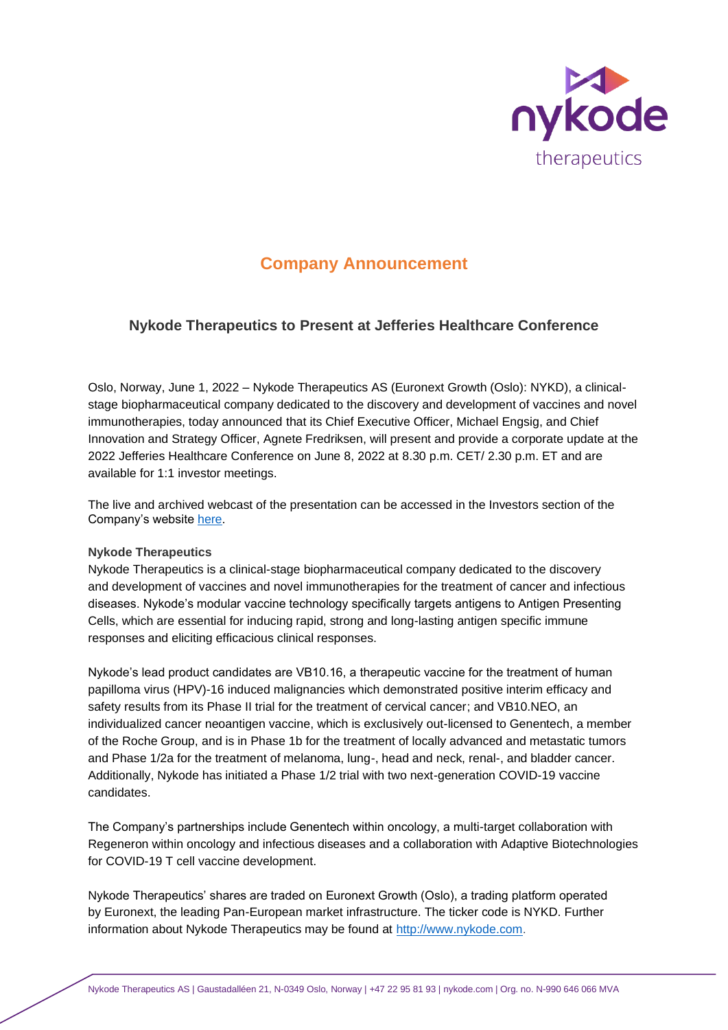# Company Announcement

## Nykode Therapeutics to Present at Jefferies Healthcare Conference

Oslo, Norway, June 1, 2022 – Nykode Therapeutics AS (Euronext Growth (Oslo): NYKD), a clinical-stage biopharmaceutical company dedicated to the discovery and development of vaccines and novel immunotherapies, today announced that its Chief Executive Officer, Michael Engsig, and Chief Innovation and Strategy Officer, Agnete Fredriksen, will present and provide a corporate update at the 2022 Jefferies Healthcare Conference on June 8, 2022 at 8.30 p.m. CET/ 2.30 p.m. ET and are available for 1:1 investor meetings.

The live and archived webcast of the presentation can be accessed in the Investors section of the Company's website here.

**Nykode Therapeutics**

Nykode Therapeutics is a clinical-stage biopharmaceutical company dedicated to the discovery and development of vaccines and novel immunotherapies for the treatment of cancer and infectious diseases. Nykode's modular vaccine technology specifically targets antigens to Antigen Presenting Cells, which are essential for inducing rapid, strong and long-lasting antigen specific immune responses and eliciting efficacious clinical responses.

Nykode's lead product candidates are VB10.16, a therapeutic vaccine for the treatment of human papilloma virus (HPV)-16 induced malignancies which demonstrated positive interim efficacy and safety results from its Phase II trial for the treatment of cervical cancer; and VB10.NEO, an individualized cancer neoantigen vaccine, which is exclusively out-licensed to Genentech, a member of the Roche Group, and is in Phase 1b for the treatment of locally advanced and metastatic tumors and Phase 1/2a for the treatment of melanoma, lung-, head and neck, renal-, and bladder cancer. Additionally, Nykode has initiated a Phase 1/2 trial with two next-generation COVID-19 vaccine candidates.

The Company's partnerships include Genentech within oncology, a multi-target collaboration with Regeneron within oncology and infectious diseases and a collaboration with Adaptive Biotechnologies for COVID-19 T cell vaccine development.

Nykode Therapeutics' shares are traded on Euronext Growth (Oslo), a trading platform operated by Euronext, the leading Pan-European market infrastructure. The ticker code is NYKD. Further information about Nykode Therapeutics may be found at http://www.nykode.com.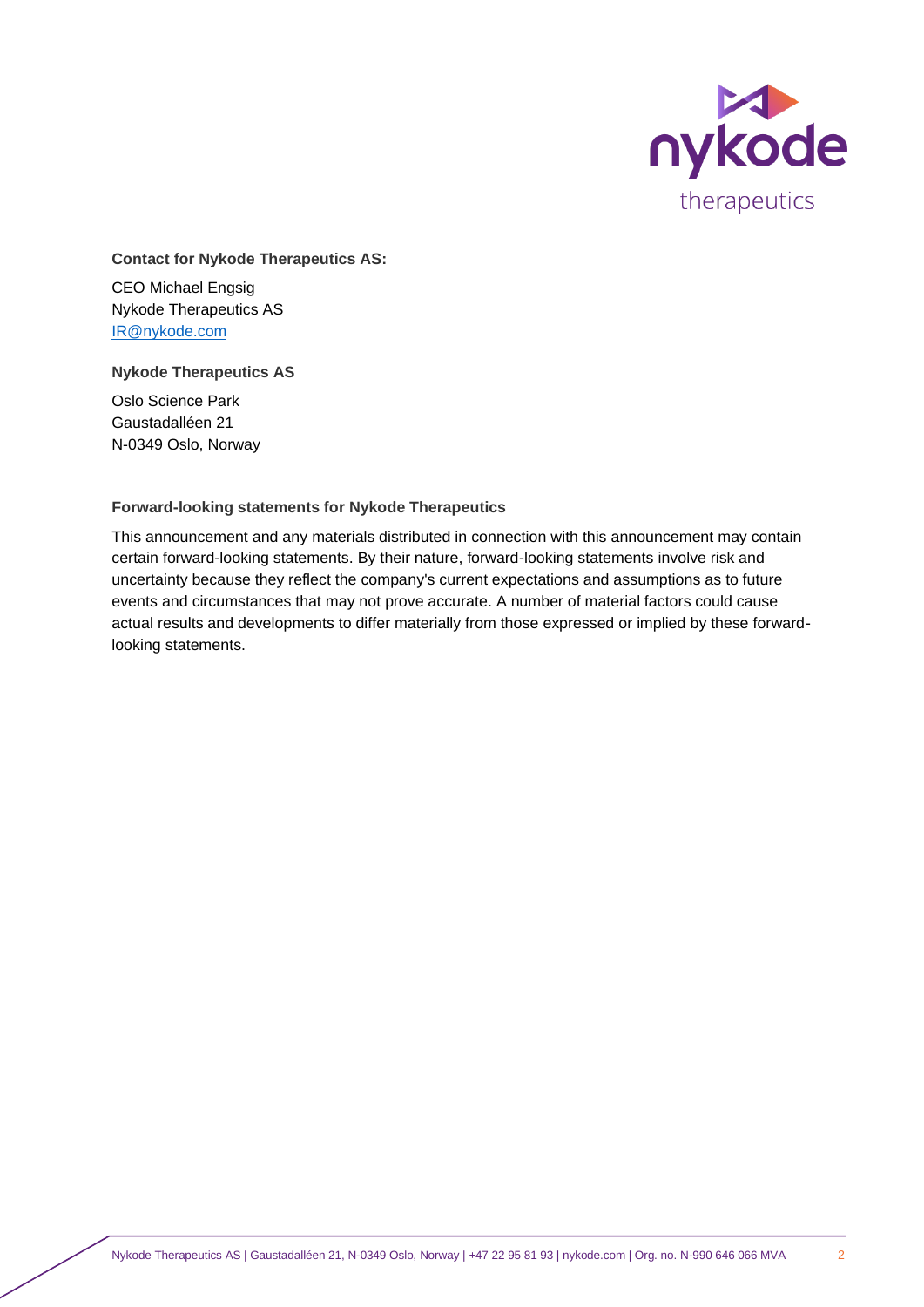**Contact for Nykode Therapeutics AS:**

CEO Michael Engsig
Nykode Therapeutics AS
IR@nykode.com

**Nykode Therapeutics AS**

Oslo Science Park
Gaustadalléen 21
N-0349 Oslo, Norway

**Forward-looking statements for Nykode Therapeutics**

This announcement and any materials distributed in connection with this announcement may contain certain forward-looking statements. By their nature, forward-looking statements involve risk and uncertainty because they reflect the company's current expectations and assumptions as to future events and circumstances that may not prove accurate. A number of material factors could cause actual results and developments to differ materially from those expressed or implied by these forward-looking statements.